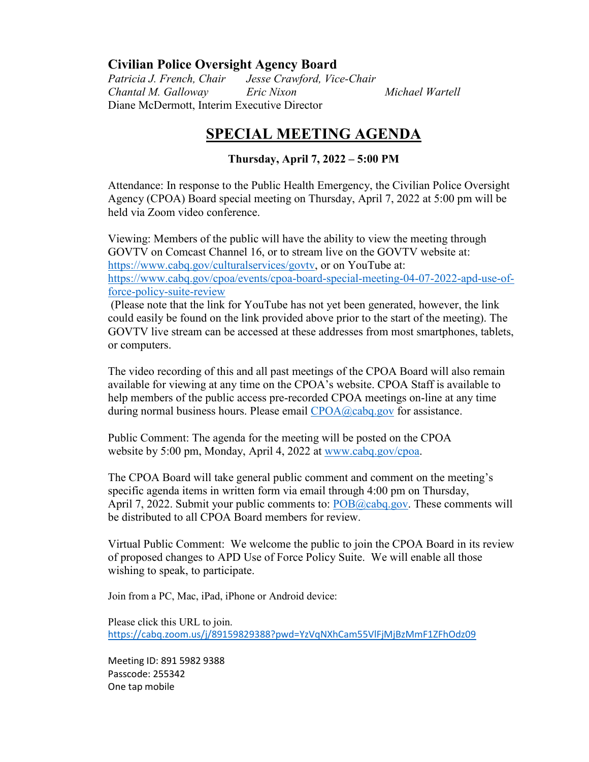## Civilian Police Oversight Agency Board

*Patricia J. French, Chair*  *Jesse Crawford, Vice-Chair*
*Chantal M. Galloway*  *Eric Nixon*  *Michael Wartell*
Diane McDermott, Interim Executive Director

# SPECIAL MEETING AGENDA

**Thursday, April 7, 2022 – 5:00 PM**

Attendance: In response to the Public Health Emergency, the Civilian Police Oversight Agency (CPOA) Board special meeting on Thursday, April 7, 2022 at 5:00 pm will be held via Zoom video conference.

Viewing: Members of the public will have the ability to view the meeting through GOVTV on Comcast Channel 16, or to stream live on the GOVTV website at: https://www.cabq.gov/culturalservices/govtv, or on YouTube at: https://www.cabq.gov/cpoa/events/cpoa-board-special-meeting-04-07-2022-apd-use-of-force-policy-suite-review
(Please note that the link for YouTube has not yet been generated, however, the link could easily be found on the link provided above prior to the start of the meeting). The GOVTV live stream can be accessed at these addresses from most smartphones, tablets, or computers.

The video recording of this and all past meetings of the CPOA Board will also remain available for viewing at any time on the CPOA's website. CPOA Staff is available to help members of the public access pre-recorded CPOA meetings on-line at any time during normal business hours. Please email CPOA@cabq.gov for assistance.

Public Comment: The agenda for the meeting will be posted on the CPOA website by 5:00 pm, Monday, April 4, 2022 at www.cabq.gov/cpoa.

The CPOA Board will take general public comment and comment on the meeting's specific agenda items in written form via email through 4:00 pm on Thursday, April 7, 2022. Submit your public comments to: POB@cabq.gov. These comments will be distributed to all CPOA Board members for review.

Virtual Public Comment: We welcome the public to join the CPOA Board in its review of proposed changes to APD Use of Force Policy Suite. We will enable all those wishing to speak, to participate.

Join from a PC, Mac, iPad, iPhone or Android device:

Please click this URL to join.
https://cabq.zoom.us/j/89159829388?pwd=YzVqNXhCam55VlFjMjBzMmF1ZFhOdz09

Meeting ID: 891 5982 9388
Passcode: 255342
One tap mobile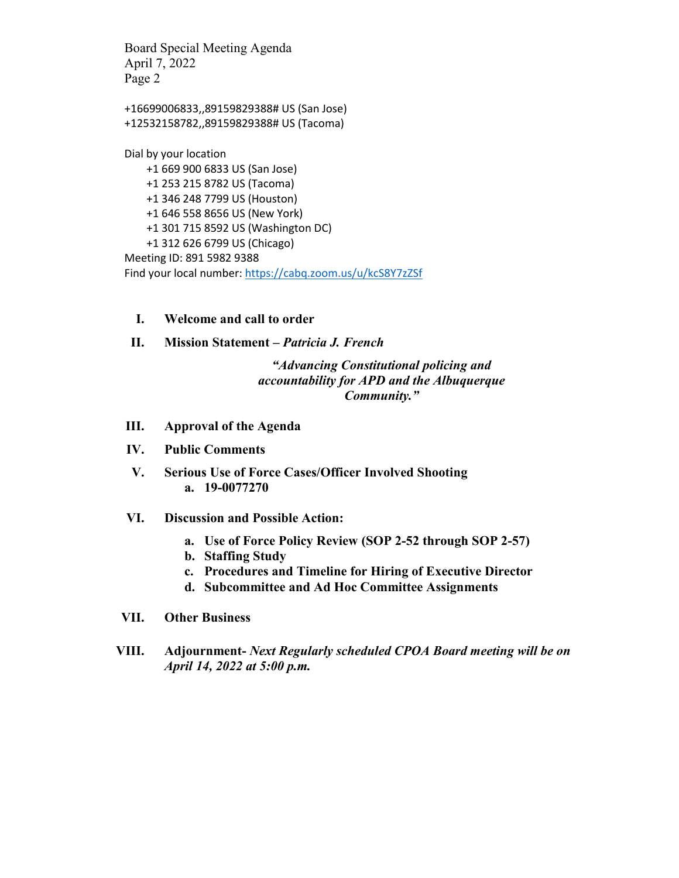+16699006833,,89159829388# US (San Jose)
+12532158782,,89159829388# US (Tacoma)

Dial by your location
- +1 669 900 6833 US (San Jose)
- +1 253 215 8782 US (Tacoma)
- +1 346 248 7799 US (Houston)
- +1 646 558 8656 US (New York)
- +1 301 715 8592 US (Washington DC)
- +1 312 626 6799 US (Chicago)

Meeting ID: 891 5982 9388
Find your local number: https://cabq.zoom.us/u/kcS8Y7zZSf

**I. Welcome and call to order**

**II. Mission Statement –** ***Patricia J. French***

***"Advancing Constitutional policing and accountability for APD and the Albuquerque Community."***

**III. Approval of the Agenda**

**IV. Public Comments**

**V. Serious Use of Force Cases/Officer Involved Shooting**
   **a. 19-0077270**

**VI. Discussion and Possible Action:**
   **a. Use of Force Policy Review (SOP 2-52 through SOP 2-57)**
   **b. Staffing Study**
   **c. Procedures and Timeline for Hiring of Executive Director**
   **d. Subcommittee and Ad Hoc Committee Assignments**

**VII. Other Business**

**VIII. Adjournment-** ***Next Regularly scheduled CPOA Board meeting will be on April 14, 2022 at 5:00 p.m.***